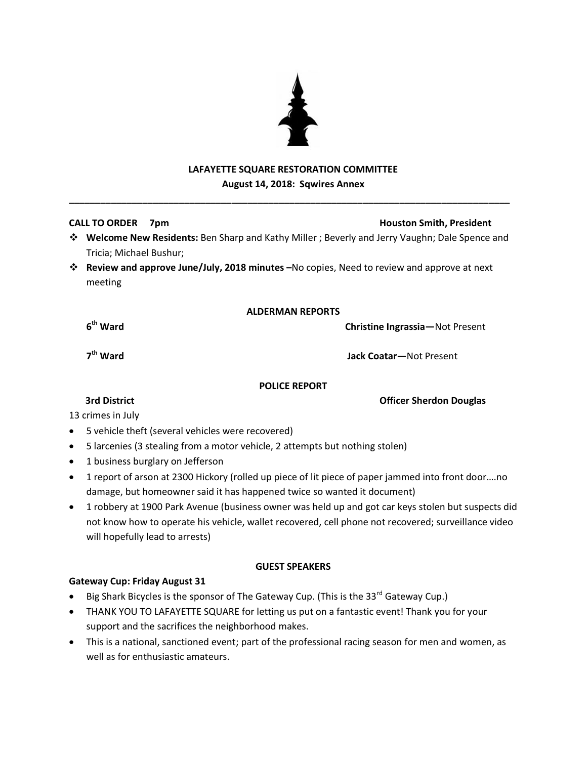# LAFAYETTE SQUARE RESTORATION COMMITTEE

**August 14, 2018: Sqwires Annex**

---

**CALL TO ORDER 7pm** **Houston Smith, President**

- **Welcome New Residents:** Ben Sharp and Kathy Miller ; Beverly and Jerry Vaughn; Dale Spence and Tricia; Michael Bushur;
- **Review and approve June/July, 2018 minutes –**No copies, Need to review and approve at next meeting

## ALDERMAN REPORTS

**6th Ward** **Christine Ingrassia—**Not Present

**7th Ward** **Jack Coatar—**Not Present

## POLICE REPORT

**3rd District** **Officer Sherdon Douglas**

13 crimes in July

- 5 vehicle theft (several vehicles were recovered)
- 5 larcenies (3 stealing from a motor vehicle, 2 attempts but nothing stolen)
- 1 business burglary on Jefferson
- 1 report of arson at 2300 Hickory (rolled up piece of lit piece of paper jammed into front door….no damage, but homeowner said it has happened twice so wanted it document)
- 1 robbery at 1900 Park Avenue (business owner was held up and got car keys stolen but suspects did not know how to operate his vehicle, wallet recovered, cell phone not recovered; surveillance video will hopefully lead to arrests)

## GUEST SPEAKERS

**Gateway Cup: Friday August 31**

- Big Shark Bicycles is the sponsor of The Gateway Cup. (This is the 33rd Gateway Cup.)
- THANK YOU TO LAFAYETTE SQUARE for letting us put on a fantastic event! Thank you for your support and the sacrifices the neighborhood makes.
- This is a national, sanctioned event; part of the professional racing season for men and women, as well as for enthusiastic amateurs.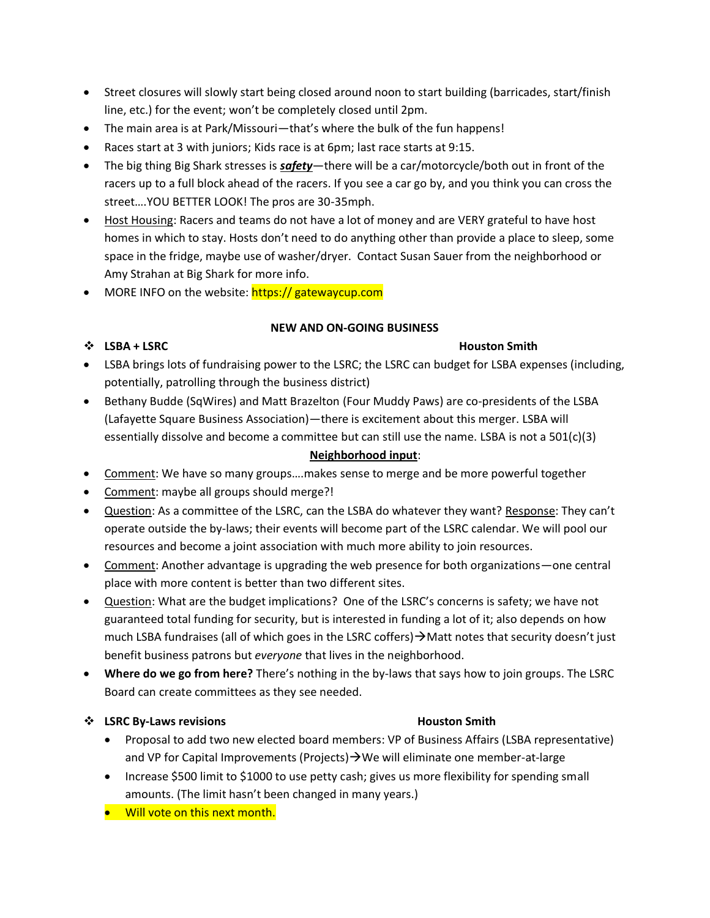- Street closures will slowly start being closed around noon to start building (barricades, start/finish line, etc.) for the event; won't be completely closed until 2pm.
- The main area is at Park/Missouri—that's where the bulk of the fun happens!
- Races start at 3 with juniors; Kids race is at 6pm; last race starts at 9:15.
- The big thing Big Shark stresses is ***safety***—there will be a car/motorcycle/both out in front of the racers up to a full block ahead of the racers. If you see a car go by, and you think you can cross the street….YOU BETTER LOOK! The pros are 30-35mph.
- Host Housing: Racers and teams do not have a lot of money and are VERY grateful to have host homes in which to stay. Hosts don't need to do anything other than provide a place to sleep, some space in the fridge, maybe use of washer/dryer. Contact Susan Sauer from the neighborhood or Amy Strahan at Big Shark for more info.
- MORE INFO on the website: https:// gatewaycup.com

**NEW AND ON-GOING BUSINESS**

❖ **LSBA + LSRC** — **Houston Smith**

- LSBA brings lots of fundraising power to the LSRC; the LSRC can budget for LSBA expenses (including, potentially, patrolling through the business district)
- Bethany Budde (SqWires) and Matt Brazelton (Four Muddy Paws) are co-presidents of the LSBA (Lafayette Square Business Association)—there is excitement about this merger. LSBA will essentially dissolve and become a committee but can still use the name. LSBA is not a 501(c)(3)

**Neighborhood input**:

- Comment: We have so many groups….makes sense to merge and be more powerful together
- Comment: maybe all groups should merge?!
- Question: As a committee of the LSRC, can the LSBA do whatever they want? Response: They can't operate outside the by-laws; their events will become part of the LSRC calendar. We will pool our resources and become a joint association with much more ability to join resources.
- Comment: Another advantage is upgrading the web presence for both organizations—one central place with more content is better than two different sites.
- Question: What are the budget implications? One of the LSRC's concerns is safety; we have not guaranteed total funding for security, but is interested in funding a lot of it; also depends on how much LSBA fundraises (all of which goes in the LSRC coffers)→Matt notes that security doesn't just benefit business patrons but *everyone* that lives in the neighborhood.
- **Where do we go from here?** There's nothing in the by-laws that says how to join groups. The LSRC Board can create committees as they see needed.

❖ **LSRC By-Laws revisions** — **Houston Smith**

- Proposal to add two new elected board members: VP of Business Affairs (LSBA representative) and VP for Capital Improvements (Projects)→We will eliminate one member-at-large
- Increase $500 limit to $1000 to use petty cash; gives us more flexibility for spending small amounts. (The limit hasn't been changed in many years.)
- Will vote on this next month.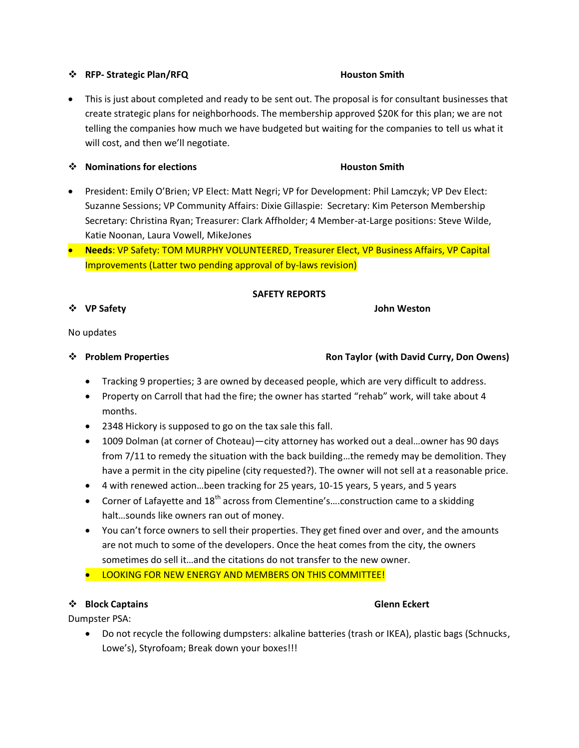- **RFP- Strategic Plan/RFQ** **Houston Smith**

- This is just about completed and ready to be sent out. The proposal is for consultant businesses that create strategic plans for neighborhoods. The membership approved $20K for this plan; we are not telling the companies how much we have budgeted but waiting for the companies to tell us what it will cost, and then we'll negotiate.

- **Nominations for elections** **Houston Smith**

- President: Emily O'Brien; VP Elect: Matt Negri; VP for Development: Phil Lamczyk; VP Dev Elect: Suzanne Sessions; VP Community Affairs: Dixie Gillaspie: Secretary: Kim Peterson Membership Secretary: Christina Ryan; Treasurer: Clark Affholder; 4 Member-at-Large positions: Steve Wilde, Katie Noonan, Laura Vowell, MikeJones
- **Needs**: VP Safety: TOM MURPHY VOLUNTEERED, Treasurer Elect, VP Business Affairs, VP Capital Improvements (Latter two pending approval of by-laws revision)

**SAFETY REPORTS**

- **VP Safety** **John Weston**

No updates

- **Problem Properties** **Ron Taylor (with David Curry, Don Owens)**

  - Tracking 9 properties; 3 are owned by deceased people, which are very difficult to address.
  - Property on Carroll that had the fire; the owner has started "rehab" work, will take about 4 months.
  - 2348 Hickory is supposed to go on the tax sale this fall.
  - 1009 Dolman (at corner of Choteau)—city attorney has worked out a deal…owner has 90 days from 7/11 to remedy the situation with the back building…the remedy may be demolition. They have a permit in the city pipeline (city requested?). The owner will not sell at a reasonable price.
  - 4 with renewed action…been tracking for 25 years, 10-15 years, 5 years, and 5 years
  - Corner of Lafayette and 18th across from Clementine's….construction came to a skidding halt…sounds like owners ran out of money.
  - You can't force owners to sell their properties. They get fined over and over, and the amounts are not much to some of the developers. Once the heat comes from the city, the owners sometimes do sell it…and the citations do not transfer to the new owner.
  - LOOKING FOR NEW ENERGY AND MEMBERS ON THIS COMMITTEE!

- **Block Captains** **Glenn Eckert**

Dumpster PSA:

  - Do not recycle the following dumpsters: alkaline batteries (trash or IKEA), plastic bags (Schnucks, Lowe's), Styrofoam; Break down your boxes!!!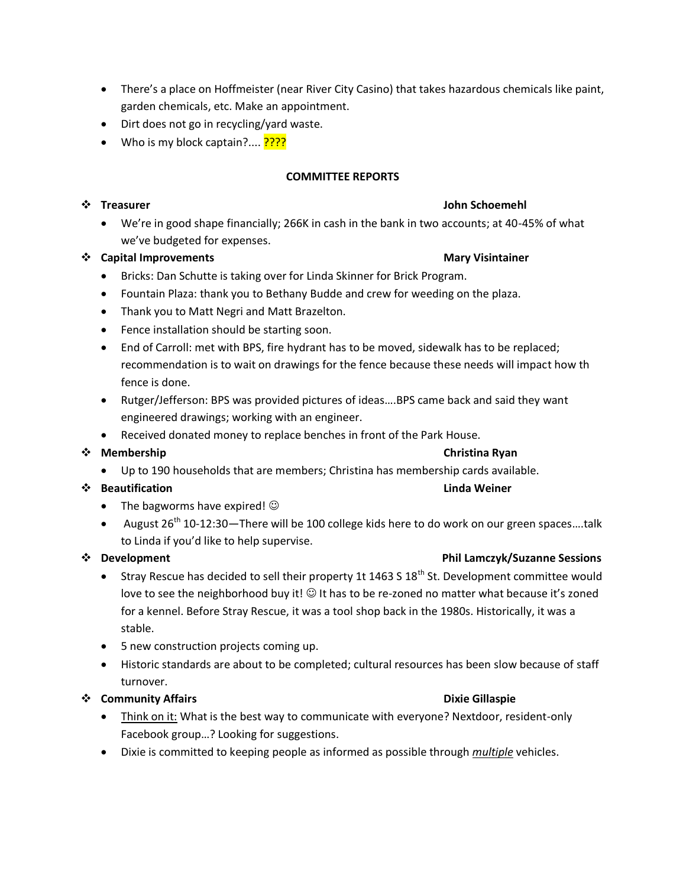- There's a place on Hoffmeister (near River City Casino) that takes hazardous chemicals like paint, garden chemicals, etc. Make an appointment.
- Dirt does not go in recycling/yard waste.
- Who is my block captain?.... ????

**COMMITTEE REPORTS**

- **Treasurer** — **John Schoemehl**
  - We're in good shape financially; 266K in cash in the bank in two accounts; at 40-45% of what we've budgeted for expenses.
- **Capital Improvements** — **Mary Visintainer**
  - Bricks: Dan Schutte is taking over for Linda Skinner for Brick Program.
  - Fountain Plaza: thank you to Bethany Budde and crew for weeding on the plaza.
  - Thank you to Matt Negri and Matt Brazelton.
  - Fence installation should be starting soon.
  - End of Carroll: met with BPS, fire hydrant has to be moved, sidewalk has to be replaced; recommendation is to wait on drawings for the fence because these needs will impact how th fence is done.
  - Rutger/Jefferson: BPS was provided pictures of ideas….BPS came back and said they want engineered drawings; working with an engineer.
  - Received donated money to replace benches in front of the Park House.
- **Membership** — **Christina Ryan**
  - Up to 190 households that are members; Christina has membership cards available.
- **Beautification** — **Linda Weiner**
  - The bagworms have expired! ☺
  - August 26th 10-12:30—There will be 100 college kids here to do work on our green spaces….talk to Linda if you'd like to help supervise.
- **Development** — **Phil Lamczyk/Suzanne Sessions**
  - Stray Rescue has decided to sell their property 1t 1463 S 18th St. Development committee would love to see the neighborhood buy it! ☺ It has to be re-zoned no matter what because it's zoned for a kennel. Before Stray Rescue, it was a tool shop back in the 1980s. Historically, it was a stable.
  - 5 new construction projects coming up.
  - Historic standards are about to be completed; cultural resources has been slow because of staff turnover.
- **Community Affairs** — **Dixie Gillaspie**
  - <u>Think on it:</u> What is the best way to communicate with everyone? Nextdoor, resident-only Facebook group…? Looking for suggestions.
  - Dixie is committed to keeping people as informed as possible through ***<u>multiple</u>*** vehicles.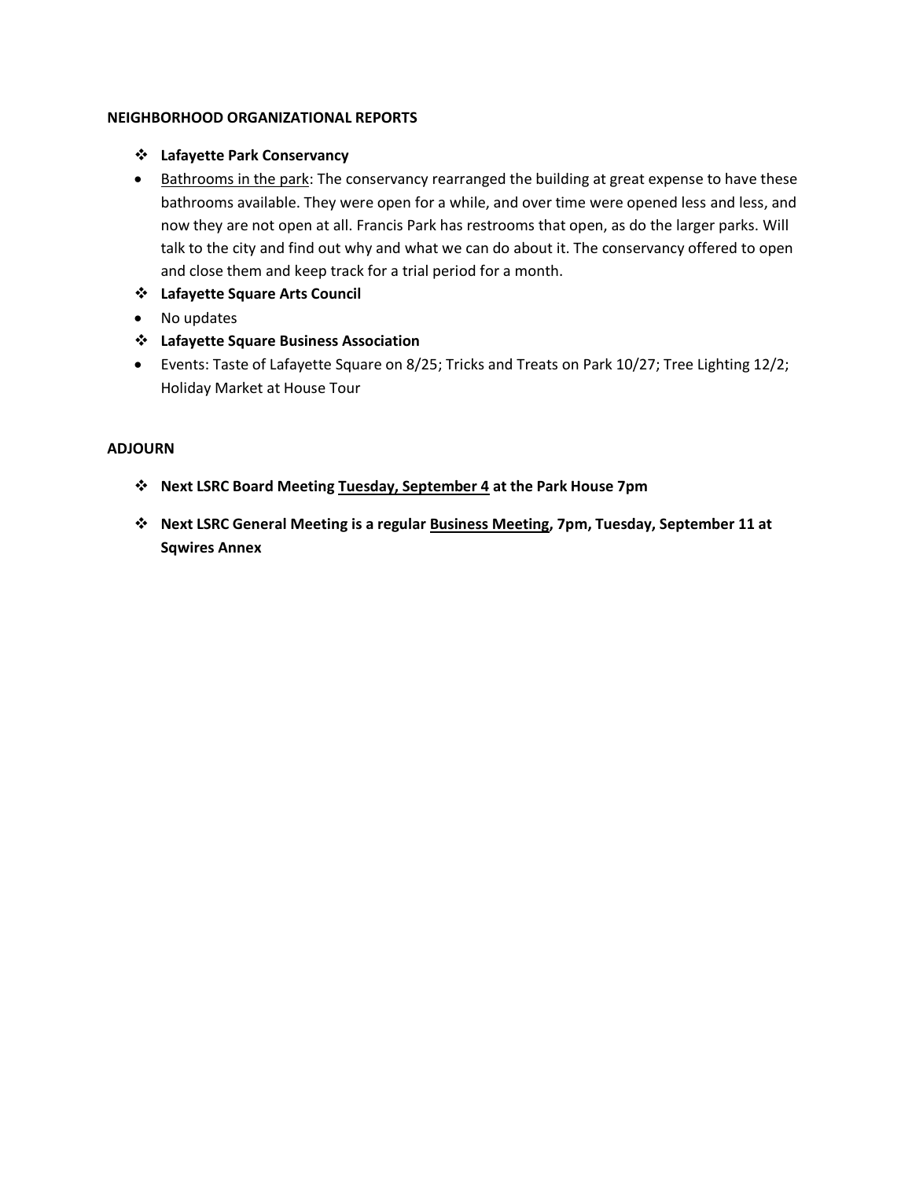**NEIGHBORHOOD ORGANIZATIONAL REPORTS**

- **Lafayette Park Conservancy**
  - Bathrooms in the park: The conservancy rearranged the building at great expense to have these bathrooms available. They were open for a while, and over time were opened less and less, and now they are not open at all. Francis Park has restrooms that open, as do the larger parks. Will talk to the city and find out why and what we can do about it. The conservancy offered to open and close them and keep track for a trial period for a month.
- **Lafayette Square Arts Council**
  - No updates
- **Lafayette Square Business Association**
  - Events: Taste of Lafayette Square on 8/25; Tricks and Treats on Park 10/27; Tree Lighting 12/2; Holiday Market at House Tour

**ADJOURN**

- **Next LSRC Board Meeting Tuesday, September 4 at the Park House 7pm**
- **Next LSRC General Meeting is a regular Business Meeting, 7pm, Tuesday, September 11 at Sqwires Annex**